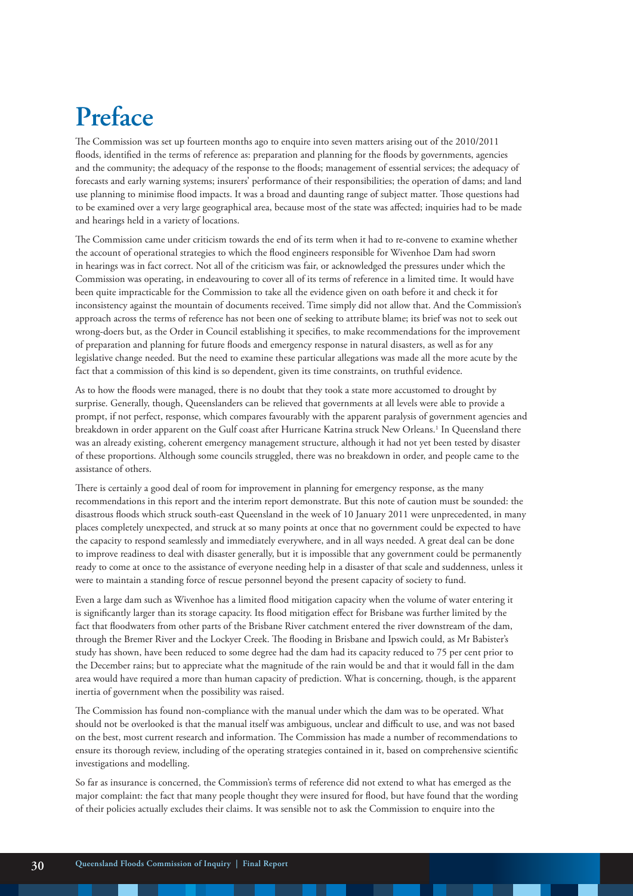# Preface

The Commission was set up fourteen months ago to enquire into seven matters arising out of the 2010/2011 floods, identified in the terms of reference as: preparation and planning for the floods by governments, agencies and the community; the adequacy of the response to the floods; management of essential services; the adequacy of forecasts and early warning systems; insurers' performance of their responsibilities; the operation of dams; and land use planning to minimise flood impacts. It was a broad and daunting range of subject matter. Those questions had to be examined over a very large geographical area, because most of the state was affected; inquiries had to be made and hearings held in a variety of locations.

The Commission came under criticism towards the end of its term when it had to re-convene to examine whether the account of operational strategies to which the flood engineers responsible for Wivenhoe Dam had sworn in hearings was in fact correct. Not all of the criticism was fair, or acknowledged the pressures under which the Commission was operating, in endeavouring to cover all of its terms of reference in a limited time. It would have been quite impracticable for the Commission to take all the evidence given on oath before it and check it for inconsistency against the mountain of documents received. Time simply did not allow that. And the Commission's approach across the terms of reference has not been one of seeking to attribute blame; its brief was not to seek out wrong-doers but, as the Order in Council establishing it specifies, to make recommendations for the improvement of preparation and planning for future floods and emergency response in natural disasters, as well as for any legislative change needed. But the need to examine these particular allegations was made all the more acute by the fact that a commission of this kind is so dependent, given its time constraints, on truthful evidence.

As to how the floods were managed, there is no doubt that they took a state more accustomed to drought by surprise. Generally, though, Queenslanders can be relieved that governments at all levels were able to provide a prompt, if not perfect, response, which compares favourably with the apparent paralysis of government agencies and breakdown in order apparent on the Gulf coast after Hurricane Katrina struck New Orleans.[1] In Queensland there was an already existing, coherent emergency management structure, although it had not yet been tested by disaster of these proportions. Although some councils struggled, there was no breakdown in order, and people came to the assistance of others.

There is certainly a good deal of room for improvement in planning for emergency response, as the many recommendations in this report and the interim report demonstrate. But this note of caution must be sounded: the disastrous floods which struck south-east Queensland in the week of 10 January 2011 were unprecedented, in many places completely unexpected, and struck at so many points at once that no government could be expected to have the capacity to respond seamlessly and immediately everywhere, and in all ways needed. A great deal can be done to improve readiness to deal with disaster generally, but it is impossible that any government could be permanently ready to come at once to the assistance of everyone needing help in a disaster of that scale and suddenness, unless it were to maintain a standing force of rescue personnel beyond the present capacity of society to fund.

Even a large dam such as Wivenhoe has a limited flood mitigation capacity when the volume of water entering it is significantly larger than its storage capacity. Its flood mitigation effect for Brisbane was further limited by the fact that floodwaters from other parts of the Brisbane River catchment entered the river downstream of the dam, through the Bremer River and the Lockyer Creek. The flooding in Brisbane and Ipswich could, as Mr Babister's study has shown, have been reduced to some degree had the dam had its capacity reduced to 75 per cent prior to the December rains; but to appreciate what the magnitude of the rain would be and that it would fall in the dam area would have required a more than human capacity of prediction. What is concerning, though, is the apparent inertia of government when the possibility was raised.

The Commission has found non-compliance with the manual under which the dam was to be operated. What should not be overlooked is that the manual itself was ambiguous, unclear and difficult to use, and was not based on the best, most current research and information. The Commission has made a number of recommendations to ensure its thorough review, including of the operating strategies contained in it, based on comprehensive scientific investigations and modelling.

So far as insurance is concerned, the Commission's terms of reference did not extend to what has emerged as the major complaint: the fact that many people thought they were insured for flood, but have found that the wording of their policies actually excludes their claims. It was sensible not to ask the Commission to enquire into the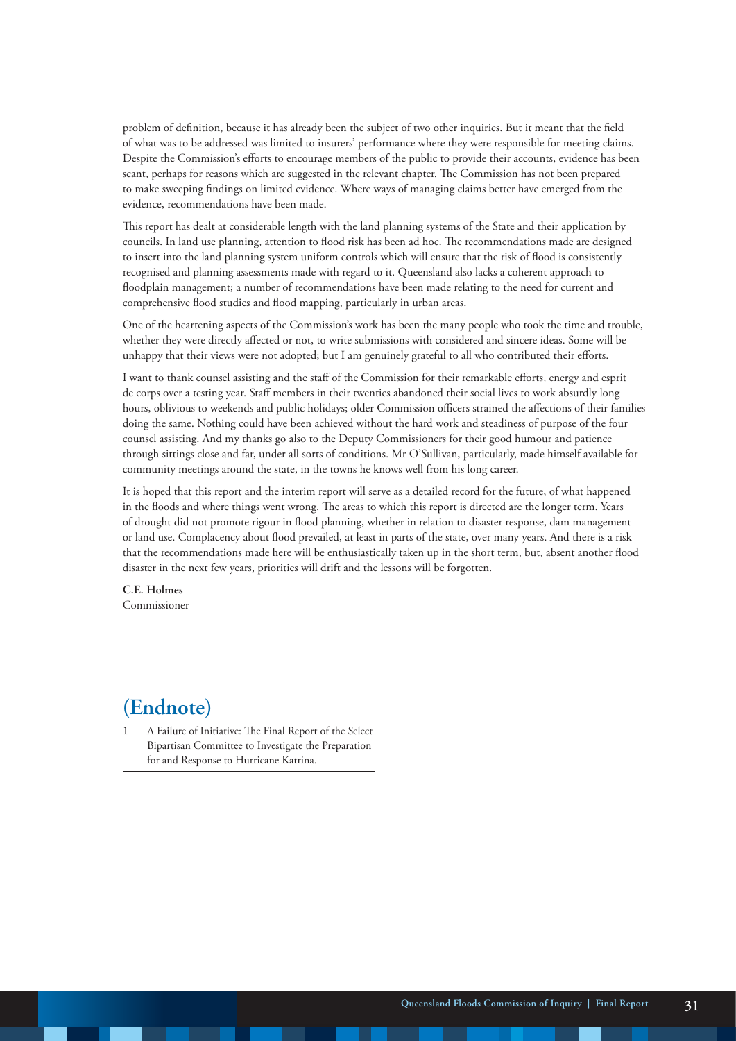problem of definition, because it has already been the subject of two other inquiries. But it meant that the field of what was to be addressed was limited to insurers' performance where they were responsible for meeting claims. Despite the Commission's efforts to encourage members of the public to provide their accounts, evidence has been scant, perhaps for reasons which are suggested in the relevant chapter. The Commission has not been prepared to make sweeping findings on limited evidence. Where ways of managing claims better have emerged from the evidence, recommendations have been made.

This report has dealt at considerable length with the land planning systems of the State and their application by councils. In land use planning, attention to flood risk has been ad hoc. The recommendations made are designed to insert into the land planning system uniform controls which will ensure that the risk of flood is consistently recognised and planning assessments made with regard to it. Queensland also lacks a coherent approach to floodplain management; a number of recommendations have been made relating to the need for current and comprehensive flood studies and flood mapping, particularly in urban areas.

One of the heartening aspects of the Commission's work has been the many people who took the time and trouble, whether they were directly affected or not, to write submissions with considered and sincere ideas. Some will be unhappy that their views were not adopted; but I am genuinely grateful to all who contributed their efforts.

I want to thank counsel assisting and the staff of the Commission for their remarkable efforts, energy and esprit de corps over a testing year. Staff members in their twenties abandoned their social lives to work absurdly long hours, oblivious to weekends and public holidays; older Commission officers strained the affections of their families doing the same. Nothing could have been achieved without the hard work and steadiness of purpose of the four counsel assisting. And my thanks go also to the Deputy Commissioners for their good humour and patience through sittings close and far, under all sorts of conditions. Mr O'Sullivan, particularly, made himself available for community meetings around the state, in the towns he knows well from his long career.

It is hoped that this report and the interim report will serve as a detailed record for the future, of what happened in the floods and where things went wrong. The areas to which this report is directed are the longer term. Years of drought did not promote rigour in flood planning, whether in relation to disaster response, dam management or land use. Complacency about flood prevailed, at least in parts of the state, over many years. And there is a risk that the recommendations made here will be enthusiastically taken up in the short term, but, absent another flood disaster in the next few years, priorities will drift and the lessons will be forgotten.

**C.E. Holmes**
Commissioner

## (Endnote)

1. A Failure of Initiative: The Final Report of the Select Bipartisan Committee to Investigate the Preparation for and Response to Hurricane Katrina.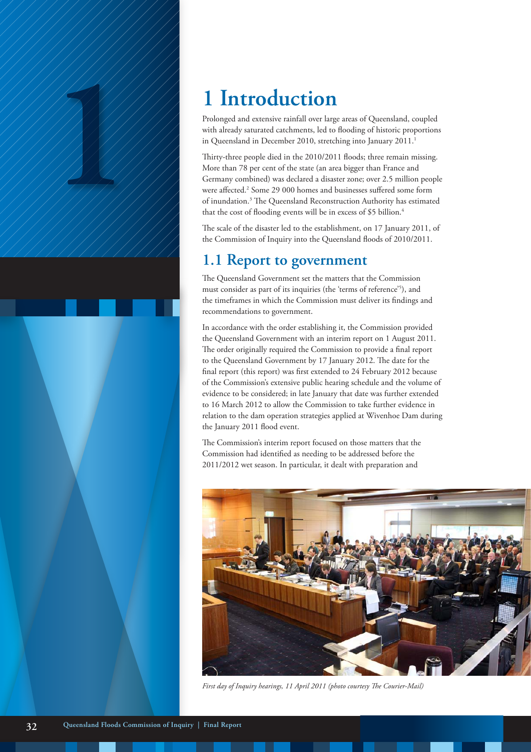# 1 Introduction

Prolonged and extensive rainfall over large areas of Queensland, coupled with already saturated catchments, led to flooding of historic proportions in Queensland in December 2010, stretching into January 2011.[1]

Thirty-three people died in the 2010/2011 floods; three remain missing. More than 78 per cent of the state (an area bigger than France and Germany combined) was declared a disaster zone; over 2.5 million people were affected.[2] Some 29 000 homes and businesses suffered some form of inundation.[3] The Queensland Reconstruction Authority has estimated that the cost of flooding events will be in excess of $5 billion.[4]

The scale of the disaster led to the establishment, on 17 January 2011, of the Commission of Inquiry into the Queensland floods of 2010/2011.

## 1.1 Report to government

The Queensland Government set the matters that the Commission must consider as part of its inquiries (the 'terms of reference'[5]), and the timeframes in which the Commission must deliver its findings and recommendations to government.

In accordance with the order establishing it, the Commission provided the Queensland Government with an interim report on 1 August 2011. The order originally required the Commission to provide a final report to the Queensland Government by 17 January 2012. The date for the final report (this report) was first extended to 24 February 2012 because of the Commission's extensive public hearing schedule and the volume of evidence to be considered; in late January that date was further extended to 16 March 2012 to allow the Commission to take further evidence in relation to the dam operation strategies applied at Wivenhoe Dam during the January 2011 flood event.

The Commission's interim report focused on those matters that the Commission had identified as needing to be addressed before the 2011/2012 wet season. In particular, it dealt with preparation and

*First day of Inquiry hearings, 11 April 2011 (photo courtesy The Courier-Mail)*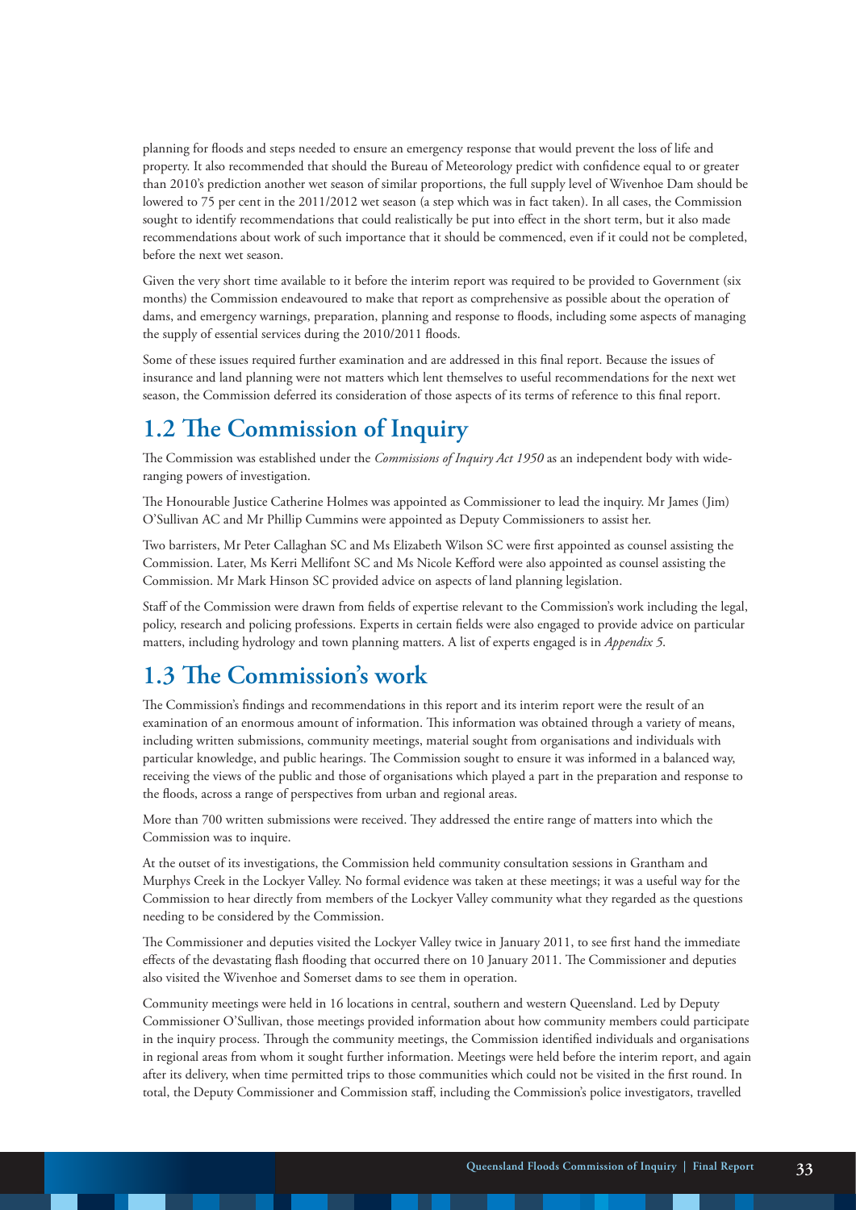planning for floods and steps needed to ensure an emergency response that would prevent the loss of life and property. It also recommended that should the Bureau of Meteorology predict with confidence equal to or greater than 2010's prediction another wet season of similar proportions, the full supply level of Wivenhoe Dam should be lowered to 75 per cent in the 2011/2012 wet season (a step which was in fact taken). In all cases, the Commission sought to identify recommendations that could realistically be put into effect in the short term, but it also made recommendations about work of such importance that it should be commenced, even if it could not be completed, before the next wet season.

Given the very short time available to it before the interim report was required to be provided to Government (six months) the Commission endeavoured to make that report as comprehensive as possible about the operation of dams, and emergency warnings, preparation, planning and response to floods, including some aspects of managing the supply of essential services during the 2010/2011 floods.

Some of these issues required further examination and are addressed in this final report. Because the issues of insurance and land planning were not matters which lent themselves to useful recommendations for the next wet season, the Commission deferred its consideration of those aspects of its terms of reference to this final report.

## 1.2 The Commission of Inquiry

The Commission was established under the *Commissions of Inquiry Act 1950* as an independent body with wide-ranging powers of investigation.

The Honourable Justice Catherine Holmes was appointed as Commissioner to lead the inquiry. Mr James (Jim) O'Sullivan AC and Mr Phillip Cummins were appointed as Deputy Commissioners to assist her.

Two barristers, Mr Peter Callaghan SC and Ms Elizabeth Wilson SC were first appointed as counsel assisting the Commission. Later, Ms Kerri Mellifont SC and Ms Nicole Kefford were also appointed as counsel assisting the Commission. Mr Mark Hinson SC provided advice on aspects of land planning legislation.

Staff of the Commission were drawn from fields of expertise relevant to the Commission's work including the legal, policy, research and policing professions. Experts in certain fields were also engaged to provide advice on particular matters, including hydrology and town planning matters. A list of experts engaged is in *Appendix 5*.

## 1.3 The Commission's work

The Commission's findings and recommendations in this report and its interim report were the result of an examination of an enormous amount of information. This information was obtained through a variety of means, including written submissions, community meetings, material sought from organisations and individuals with particular knowledge, and public hearings. The Commission sought to ensure it was informed in a balanced way, receiving the views of the public and those of organisations which played a part in the preparation and response to the floods, across a range of perspectives from urban and regional areas.

More than 700 written submissions were received. They addressed the entire range of matters into which the Commission was to inquire.

At the outset of its investigations, the Commission held community consultation sessions in Grantham and Murphys Creek in the Lockyer Valley. No formal evidence was taken at these meetings; it was a useful way for the Commission to hear directly from members of the Lockyer Valley community what they regarded as the questions needing to be considered by the Commission.

The Commissioner and deputies visited the Lockyer Valley twice in January 2011, to see first hand the immediate effects of the devastating flash flooding that occurred there on 10 January 2011. The Commissioner and deputies also visited the Wivenhoe and Somerset dams to see them in operation.

Community meetings were held in 16 locations in central, southern and western Queensland. Led by Deputy Commissioner O'Sullivan, those meetings provided information about how community members could participate in the inquiry process. Through the community meetings, the Commission identified individuals and organisations in regional areas from whom it sought further information. Meetings were held before the interim report, and again after its delivery, when time permitted trips to those communities which could not be visited in the first round. In total, the Deputy Commissioner and Commission staff, including the Commission's police investigators, travelled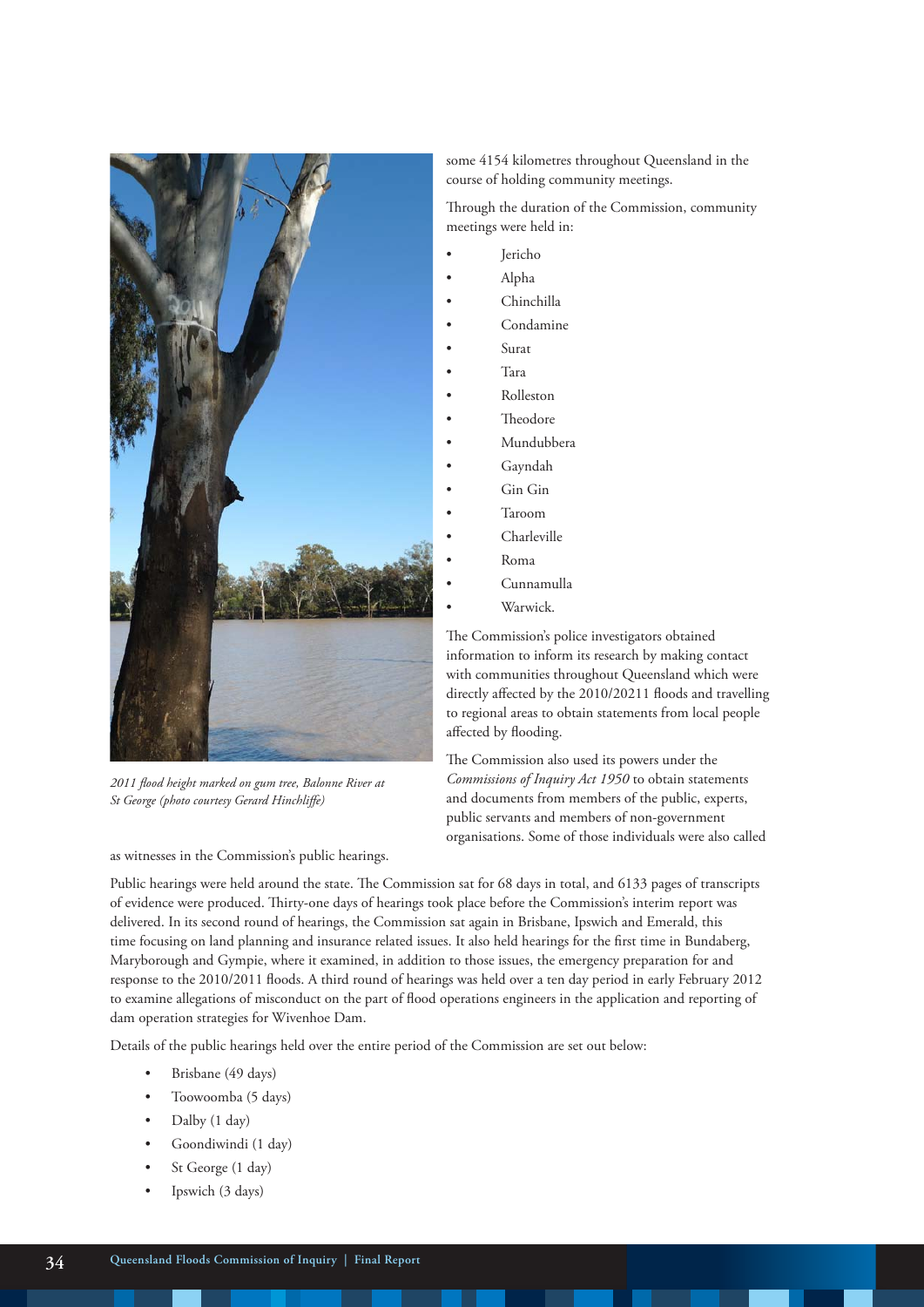some 4154 kilometres throughout Queensland in the course of holding community meetings.

Through the duration of the Commission, community meetings were held in:

- Jericho
- Alpha
- Chinchilla
- Condamine
- Surat
- Tara
- Rolleston
- Theodore
- Mundubbera
- Gayndah
- Gin Gin
- Taroom
- Charleville
- Roma
- Cunnamulla
- Warwick.

The Commission's police investigators obtained information to inform its research by making contact with communities throughout Queensland which were directly affected by the 2010/20211 floods and travelling to regional areas to obtain statements from local people affected by flooding.

The Commission also used its powers under the *Commissions of Inquiry Act 1950* to obtain statements and documents from members of the public, experts, public servants and members of non-government organisations. Some of those individuals were also called as witnesses in the Commission's public hearings.

*2011 flood height marked on gum tree, Balonne River at St George (photo courtesy Gerard Hinchliffe)*

Public hearings were held around the state. The Commission sat for 68 days in total, and 6133 pages of transcripts of evidence were produced. Thirty-one days of hearings took place before the Commission's interim report was delivered. In its second round of hearings, the Commission sat again in Brisbane, Ipswich and Emerald, this time focusing on land planning and insurance related issues. It also held hearings for the first time in Bundaberg, Maryborough and Gympie, where it examined, in addition to those issues, the emergency preparation for and response to the 2010/2011 floods. A third round of hearings was held over a ten day period in early February 2012 to examine allegations of misconduct on the part of flood operations engineers in the application and reporting of dam operation strategies for Wivenhoe Dam.

Details of the public hearings held over the entire period of the Commission are set out below:

- Brisbane (49 days)
- Toowoomba (5 days)
- Dalby (1 day)
- Goondiwindi (1 day)
- St George (1 day)
- Ipswich (3 days)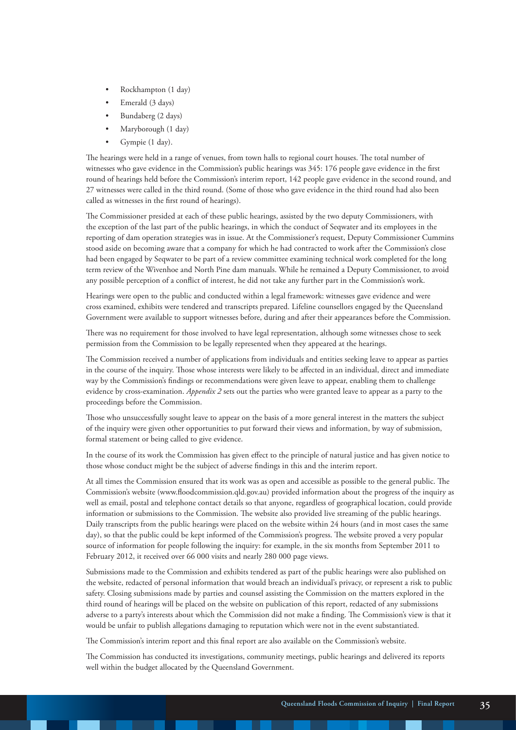- Rockhampton (1 day)
- Emerald (3 days)
- Bundaberg (2 days)
- Maryborough (1 day)
- Gympie (1 day).

The hearings were held in a range of venues, from town halls to regional court houses. The total number of witnesses who gave evidence in the Commission's public hearings was 345: 176 people gave evidence in the first round of hearings held before the Commission's interim report, 142 people gave evidence in the second round, and 27 witnesses were called in the third round. (Some of those who gave evidence in the third round had also been called as witnesses in the first round of hearings).

The Commissioner presided at each of these public hearings, assisted by the two deputy Commissioners, with the exception of the last part of the public hearings, in which the conduct of Seqwater and its employees in the reporting of dam operation strategies was in issue. At the Commissioner's request, Deputy Commissioner Cummins stood aside on becoming aware that a company for which he had contracted to work after the Commission's close had been engaged by Seqwater to be part of a review committee examining technical work completed for the long term review of the Wivenhoe and North Pine dam manuals. While he remained a Deputy Commissioner, to avoid any possible perception of a conflict of interest, he did not take any further part in the Commission's work.

Hearings were open to the public and conducted within a legal framework: witnesses gave evidence and were cross examined, exhibits were tendered and transcripts prepared. Lifeline counsellors engaged by the Queensland Government were available to support witnesses before, during and after their appearances before the Commission.

There was no requirement for those involved to have legal representation, although some witnesses chose to seek permission from the Commission to be legally represented when they appeared at the hearings.

The Commission received a number of applications from individuals and entities seeking leave to appear as parties in the course of the inquiry. Those whose interests were likely to be affected in an individual, direct and immediate way by the Commission's findings or recommendations were given leave to appear, enabling them to challenge evidence by cross-examination. *Appendix 2* sets out the parties who were granted leave to appear as a party to the proceedings before the Commission.

Those who unsuccessfully sought leave to appear on the basis of a more general interest in the matters the subject of the inquiry were given other opportunities to put forward their views and information, by way of submission, formal statement or being called to give evidence.

In the course of its work the Commission has given effect to the principle of natural justice and has given notice to those whose conduct might be the subject of adverse findings in this and the interim report.

At all times the Commission ensured that its work was as open and accessible as possible to the general public. The Commission's website (www.floodcommission.qld.gov.au) provided information about the progress of the inquiry as well as email, postal and telephone contact details so that anyone, regardless of geographical location, could provide information or submissions to the Commission. The website also provided live streaming of the public hearings. Daily transcripts from the public hearings were placed on the website within 24 hours (and in most cases the same day), so that the public could be kept informed of the Commission's progress. The website proved a very popular source of information for people following the inquiry: for example, in the six months from September 2011 to February 2012, it received over 66 000 visits and nearly 280 000 page views.

Submissions made to the Commission and exhibits tendered as part of the public hearings were also published on the website, redacted of personal information that would breach an individual's privacy, or represent a risk to public safety. Closing submissions made by parties and counsel assisting the Commission on the matters explored in the third round of hearings will be placed on the website on publication of this report, redacted of any submissions adverse to a party's interests about which the Commission did not make a finding. The Commission's view is that it would be unfair to publish allegations damaging to reputation which were not in the event substantiated.

The Commission's interim report and this final report are also available on the Commission's website.

The Commission has conducted its investigations, community meetings, public hearings and delivered its reports well within the budget allocated by the Queensland Government.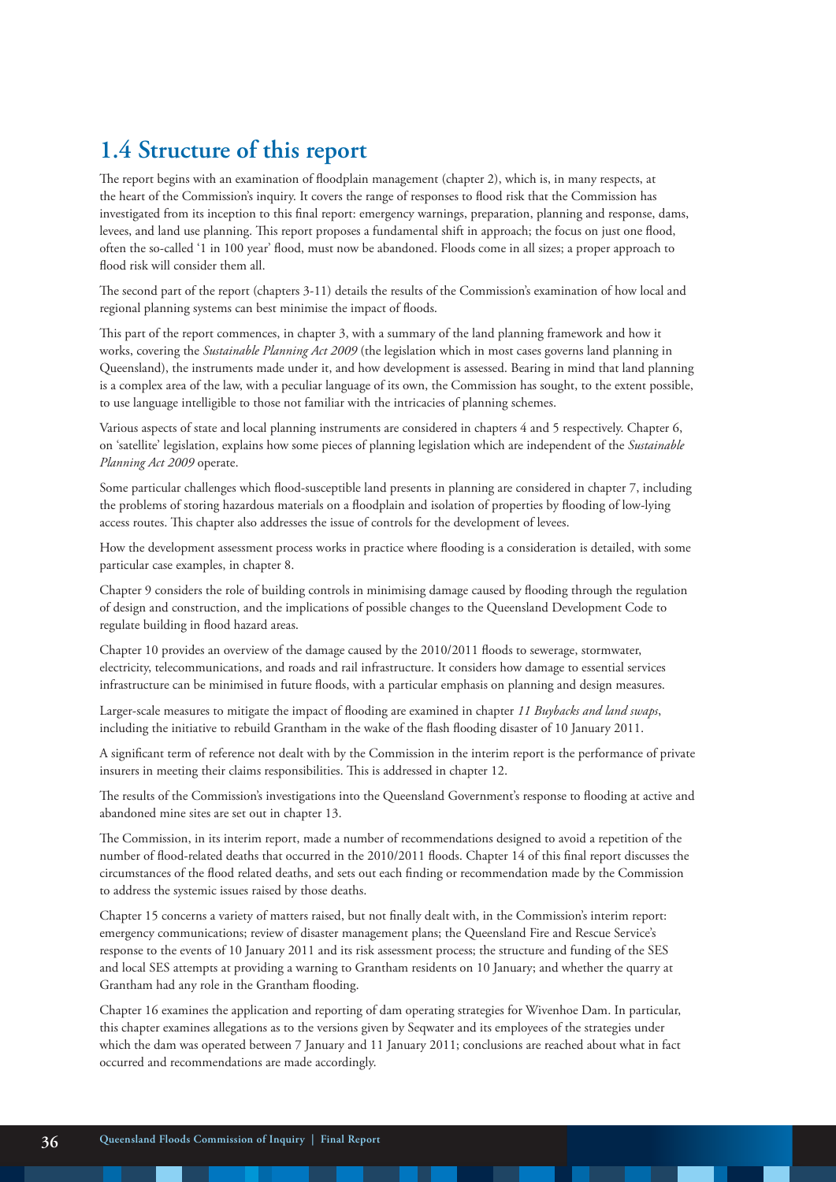## 1.4 Structure of this report

The report begins with an examination of floodplain management (chapter 2), which is, in many respects, at the heart of the Commission's inquiry. It covers the range of responses to flood risk that the Commission has investigated from its inception to this final report: emergency warnings, preparation, planning and response, dams, levees, and land use planning. This report proposes a fundamental shift in approach; the focus on just one flood, often the so-called '1 in 100 year' flood, must now be abandoned. Floods come in all sizes; a proper approach to flood risk will consider them all.

The second part of the report (chapters 3-11) details the results of the Commission's examination of how local and regional planning systems can best minimise the impact of floods.

This part of the report commences, in chapter 3, with a summary of the land planning framework and how it works, covering the *Sustainable Planning Act 2009* (the legislation which in most cases governs land planning in Queensland), the instruments made under it, and how development is assessed. Bearing in mind that land planning is a complex area of the law, with a peculiar language of its own, the Commission has sought, to the extent possible, to use language intelligible to those not familiar with the intricacies of planning schemes.

Various aspects of state and local planning instruments are considered in chapters 4 and 5 respectively. Chapter 6, on 'satellite' legislation, explains how some pieces of planning legislation which are independent of the *Sustainable Planning Act 2009* operate.

Some particular challenges which flood-susceptible land presents in planning are considered in chapter 7, including the problems of storing hazardous materials on a floodplain and isolation of properties by flooding of low-lying access routes. This chapter also addresses the issue of controls for the development of levees.

How the development assessment process works in practice where flooding is a consideration is detailed, with some particular case examples, in chapter 8.

Chapter 9 considers the role of building controls in minimising damage caused by flooding through the regulation of design and construction, and the implications of possible changes to the Queensland Development Code to regulate building in flood hazard areas.

Chapter 10 provides an overview of the damage caused by the 2010/2011 floods to sewerage, stormwater, electricity, telecommunications, and roads and rail infrastructure. It considers how damage to essential services infrastructure can be minimised in future floods, with a particular emphasis on planning and design measures.

Larger-scale measures to mitigate the impact of flooding are examined in chapter *11 Buybacks and land swaps*, including the initiative to rebuild Grantham in the wake of the flash flooding disaster of 10 January 2011.

A significant term of reference not dealt with by the Commission in the interim report is the performance of private insurers in meeting their claims responsibilities. This is addressed in chapter 12.

The results of the Commission's investigations into the Queensland Government's response to flooding at active and abandoned mine sites are set out in chapter 13.

The Commission, in its interim report, made a number of recommendations designed to avoid a repetition of the number of flood-related deaths that occurred in the 2010/2011 floods. Chapter 14 of this final report discusses the circumstances of the flood related deaths, and sets out each finding or recommendation made by the Commission to address the systemic issues raised by those deaths.

Chapter 15 concerns a variety of matters raised, but not finally dealt with, in the Commission's interim report: emergency communications; review of disaster management plans; the Queensland Fire and Rescue Service's response to the events of 10 January 2011 and its risk assessment process; the structure and funding of the SES and local SES attempts at providing a warning to Grantham residents on 10 January; and whether the quarry at Grantham had any role in the Grantham flooding.

Chapter 16 examines the application and reporting of dam operating strategies for Wivenhoe Dam. In particular, this chapter examines allegations as to the versions given by Seqwater and its employees of the strategies under which the dam was operated between 7 January and 11 January 2011; conclusions are reached about what in fact occurred and recommendations are made accordingly.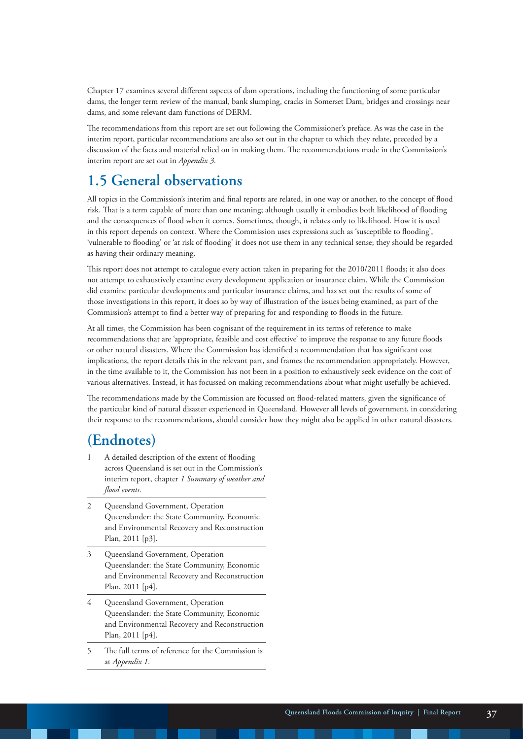Chapter 17 examines several different aspects of dam operations, including the functioning of some particular dams, the longer term review of the manual, bank slumping, cracks in Somerset Dam, bridges and crossings near dams, and some relevant dam functions of DERM.

The recommendations from this report are set out following the Commissioner's preface. As was the case in the interim report, particular recommendations are also set out in the chapter to which they relate, preceded by a discussion of the facts and material relied on in making them. The recommendations made in the Commission's interim report are set out in *Appendix 3*.

## 1.5 General observations

All topics in the Commission's interim and final reports are related, in one way or another, to the concept of flood risk. That is a term capable of more than one meaning; although usually it embodies both likelihood of flooding and the consequences of flood when it comes. Sometimes, though, it relates only to likelihood. How it is used in this report depends on context. Where the Commission uses expressions such as 'susceptible to flooding', 'vulnerable to flooding' or 'at risk of flooding' it does not use them in any technical sense; they should be regarded as having their ordinary meaning.

This report does not attempt to catalogue every action taken in preparing for the 2010/2011 floods; it also does not attempt to exhaustively examine every development application or insurance claim. While the Commission did examine particular developments and particular insurance claims, and has set out the results of some of those investigations in this report, it does so by way of illustration of the issues being examined, as part of the Commission's attempt to find a better way of preparing for and responding to floods in the future.

At all times, the Commission has been cognisant of the requirement in its terms of reference to make recommendations that are 'appropriate, feasible and cost effective' to improve the response to any future floods or other natural disasters. Where the Commission has identified a recommendation that has significant cost implications, the report details this in the relevant part, and frames the recommendation appropriately. However, in the time available to it, the Commission has not been in a position to exhaustively seek evidence on the cost of various alternatives. Instead, it has focussed on making recommendations about what might usefully be achieved.

The recommendations made by the Commission are focussed on flood-related matters, given the significance of the particular kind of natural disaster experienced in Queensland. However all levels of government, in considering their response to the recommendations, should consider how they might also be applied in other natural disasters.

## (Endnotes)

1. A detailed description of the extent of flooding across Queensland is set out in the Commission's interim report, chapter *1 Summary of weather and flood events*.
2. Queensland Government, Operation Queenslander: the State Community, Economic and Environmental Recovery and Reconstruction Plan, 2011 [p3].
3. Queensland Government, Operation Queenslander: the State Community, Economic and Environmental Recovery and Reconstruction Plan, 2011 [p4].
4. Queensland Government, Operation Queenslander: the State Community, Economic and Environmental Recovery and Reconstruction Plan, 2011 [p4].
5. The full terms of reference for the Commission is at *Appendix 1*.